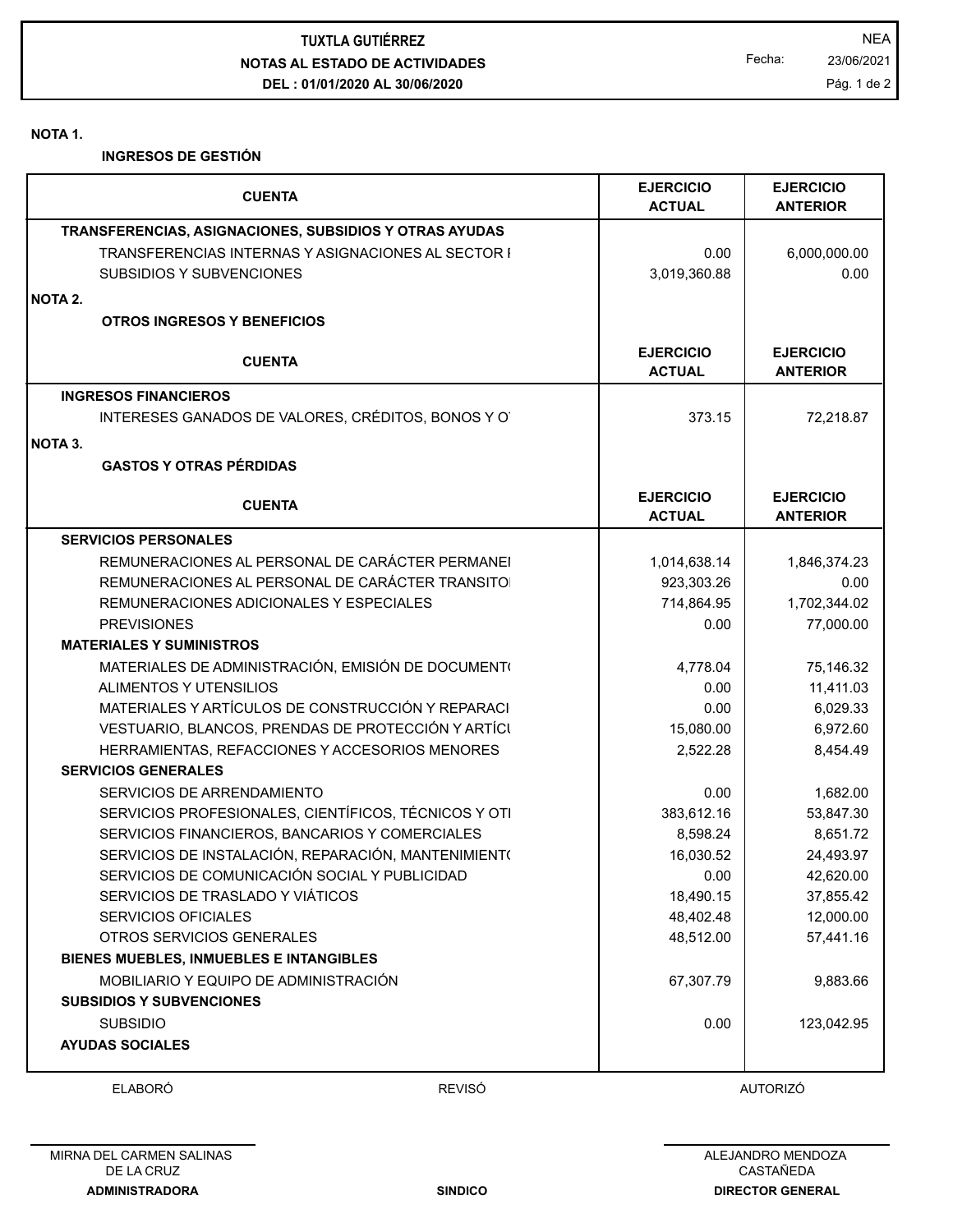# TUXTLA GUTIÉRREZ

## NOTAS AL ESTADO DE ACTIVIDADES

**DEL : 01/01/2020 AL 30/06/2020**

NEA

Fecha: 23/06/2021

**NOTA 1.**

**INGRESOS DE GESTIÓN**

| CUENTA | EJERCICIO ACTUAL | EJERCICIO ANTERIOR |
|---|---|---|
| **TRANSFERENCIAS, ASIGNACIONES, SUBSIDIOS Y OTRAS AYUDAS** | | |
| TRANSFERENCIAS INTERNAS Y ASIGNACIONES AL SECTOR I | 0.00 | 6,000,000.00 |
| SUBSIDIOS Y SUBVENCIONES | 3,019,360.88 | 0.00 |

**NOTA 2.**

**OTROS INGRESOS Y BENEFICIOS**

| CUENTA | EJERCICIO ACTUAL | EJERCICIO ANTERIOR |
|---|---|---|
| **INGRESOS FINANCIEROS** | | |
| INTERESES GANADOS DE VALORES, CRÉDITOS, BONOS Y O | 373.15 | 72,218.87 |

**NOTA 3.**

**GASTOS Y OTRAS PÉRDIDAS**

| CUENTA | EJERCICIO ACTUAL | EJERCICIO ANTERIOR |
|---|---|---|
| **SERVICIOS PERSONALES** | | |
| REMUNERACIONES AL PERSONAL DE CARÁCTER PERMANEI | 1,014,638.14 | 1,846,374.23 |
| REMUNERACIONES AL PERSONAL DE CARÁCTER TRANSITOI | 923,303.26 | 0.00 |
| REMUNERACIONES ADICIONALES Y ESPECIALES | 714,864.95 | 1,702,344.02 |
| PREVISIONES | 0.00 | 77,000.00 |
| **MATERIALES Y SUMINISTROS** | | |
| MATERIALES DE ADMINISTRACIÓN, EMISIÓN DE DOCUMENT( | 4,778.04 | 75,146.32 |
| ALIMENTOS Y UTENSILIOS | 0.00 | 11,411.03 |
| MATERIALES Y ARTÍCULOS DE CONSTRUCCIÓN Y REPARACI | 0.00 | 6,029.33 |
| VESTUARIO, BLANCOS, PRENDAS DE PROTECCIÓN Y ARTÍCU | 15,080.00 | 6,972.60 |
| HERRAMIENTAS, REFACCIONES Y ACCESORIOS MENORES | 2,522.28 | 8,454.49 |
| **SERVICIOS GENERALES** | | |
| SERVICIOS DE ARRENDAMIENTO | 0.00 | 1,682.00 |
| SERVICIOS PROFESIONALES, CIENTÍFICOS, TÉCNICOS Y OTI | 383,612.16 | 53,847.30 |
| SERVICIOS FINANCIEROS, BANCARIOS Y COMERCIALES | 8,598.24 | 8,651.72 |
| SERVICIOS DE INSTALACIÓN, REPARACIÓN, MANTENIMIENT( | 16,030.52 | 24,493.97 |
| SERVICIOS DE COMUNICACIÓN SOCIAL Y PUBLICIDAD | 0.00 | 42,620.00 |
| SERVICIOS DE TRASLADO Y VIÁTICOS | 18,490.15 | 37,855.42 |
| SERVICIOS OFICIALES | 48,402.48 | 12,000.00 |
| OTROS SERVICIOS GENERALES | 48,512.00 | 57,441.16 |
| **BIENES MUEBLES, INMUEBLES E INTANGIBLES** | | |
| MOBILIARIO Y EQUIPO DE ADMINISTRACIÓN | 67,307.79 | 9,883.66 |
| **SUBSIDIOS Y SUBVENCIONES** | | |
| SUBSIDIO | 0.00 | 123,042.95 |
| **AYUDAS SOCIALES** | | |

| ELABORÓ | REVISÓ | AUTORIZÓ |
|---|---|---|
| MIRNA DEL CARMEN SALINAS DE LA CRUZ | | ALEJANDRO MENDOZA CASTAÑEDA |
| **ADMINISTRADORA** | **SINDICO** | **DIRECTOR GENERAL** |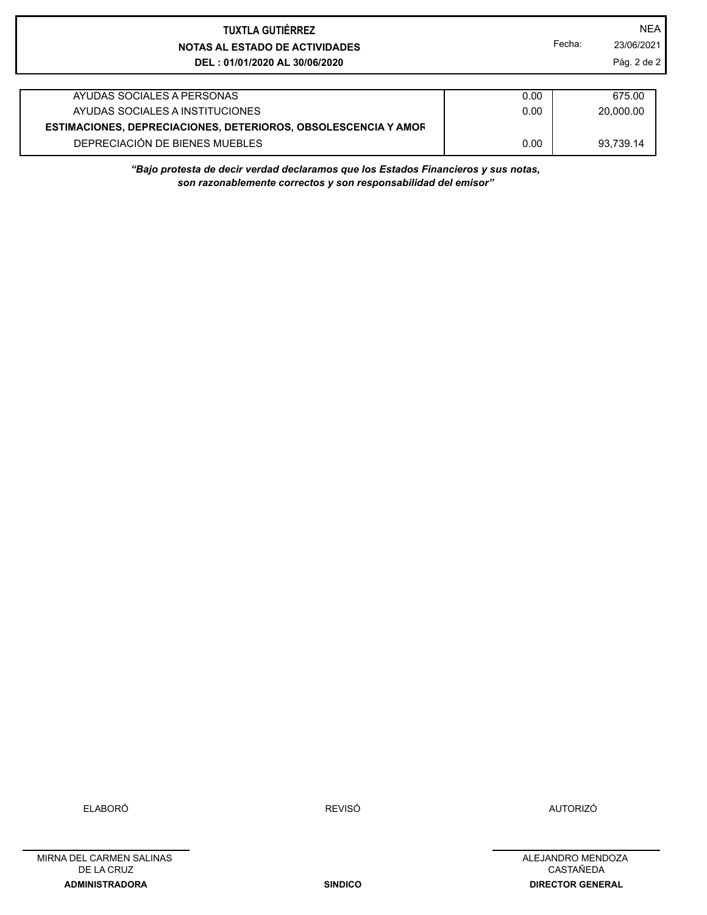**TUXTLA GUTIÉRREZ**

**NOTAS AL ESTADO DE ACTIVIDADES**

**DEL : 01/01/2020 AL 30/06/2020**

NEA

Fecha: 23/06/2021

| | | |
|---|---|---|
| AYUDAS SOCIALES A PERSONAS | 0.00 | 675.00 |
| AYUDAS SOCIALES A INSTITUCIONES | 0.00 | 20,000.00 |
| **ESTIMACIONES, DEPRECIACIONES, DETERIOROS, OBSOLESCENCIA Y AMOR** | | |
| DEPRECIACIÓN DE BIENES MUEBLES | 0.00 | 93,739.14 |

***"Bajo protesta de decir verdad declaramos que los Estados Financieros y sus notas, son razonablemente correctos y son responsabilidad del emisor"***

| ELABORÓ | REVISÓ | AUTORIZÓ |
|---|---|---|
| MIRNA DEL CARMEN SALINAS DE LA CRUZ | | ALEJANDRO MENDOZA CASTAÑEDA |
| **ADMINISTRADORA** | **SINDICO** | **DIRECTOR GENERAL** |